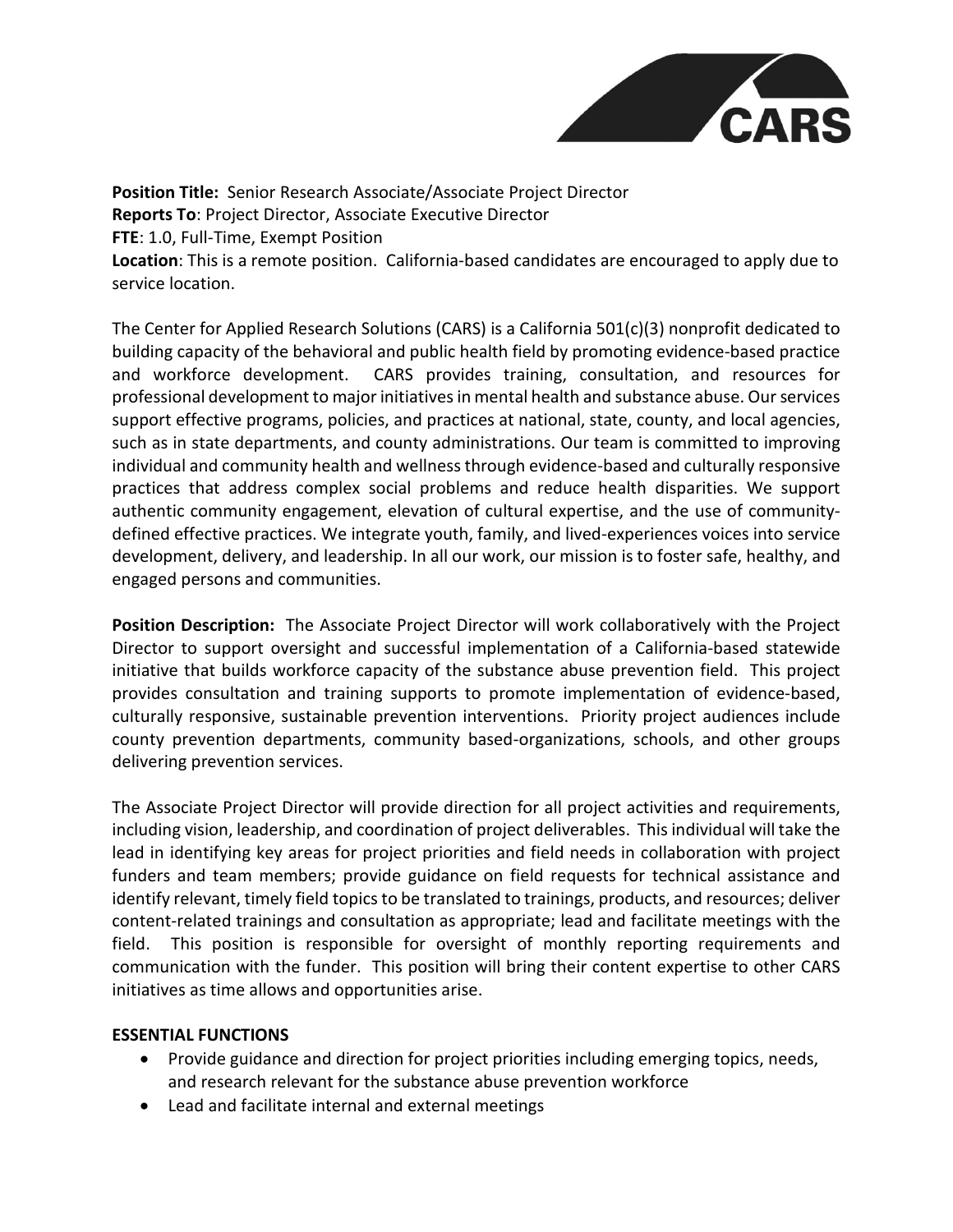**Position Title:** Senior Research Associate/Associate Project Director
**Reports To**: Project Director, Associate Executive Director
**FTE**: 1.0, Full-Time, Exempt Position
**Location**: This is a remote position. California-based candidates are encouraged to apply due to service location.

The Center for Applied Research Solutions (CARS) is a California 501(c)(3) nonprofit dedicated to building capacity of the behavioral and public health field by promoting evidence-based practice and workforce development. CARS provides training, consultation, and resources for professional development to major initiatives in mental health and substance abuse. Our services support effective programs, policies, and practices at national, state, county, and local agencies, such as in state departments, and county administrations. Our team is committed to improving individual and community health and wellness through evidence-based and culturally responsive practices that address complex social problems and reduce health disparities. We support authentic community engagement, elevation of cultural expertise, and the use of community-defined effective practices. We integrate youth, family, and lived-experiences voices into service development, delivery, and leadership. In all our work, our mission is to foster safe, healthy, and engaged persons and communities.

**Position Description:** The Associate Project Director will work collaboratively with the Project Director to support oversight and successful implementation of a California-based statewide initiative that builds workforce capacity of the substance abuse prevention field. This project provides consultation and training supports to promote implementation of evidence-based, culturally responsive, sustainable prevention interventions. Priority project audiences include county prevention departments, community based-organizations, schools, and other groups delivering prevention services.

The Associate Project Director will provide direction for all project activities and requirements, including vision, leadership, and coordination of project deliverables. This individual will take the lead in identifying key areas for project priorities and field needs in collaboration with project funders and team members; provide guidance on field requests for technical assistance and identify relevant, timely field topics to be translated to trainings, products, and resources; deliver content-related trainings and consultation as appropriate; lead and facilitate meetings with the field. This position is responsible for oversight of monthly reporting requirements and communication with the funder. This position will bring their content expertise to other CARS initiatives as time allows and opportunities arise.

**ESSENTIAL FUNCTIONS**

- Provide guidance and direction for project priorities including emerging topics, needs, and research relevant for the substance abuse prevention workforce
- Lead and facilitate internal and external meetings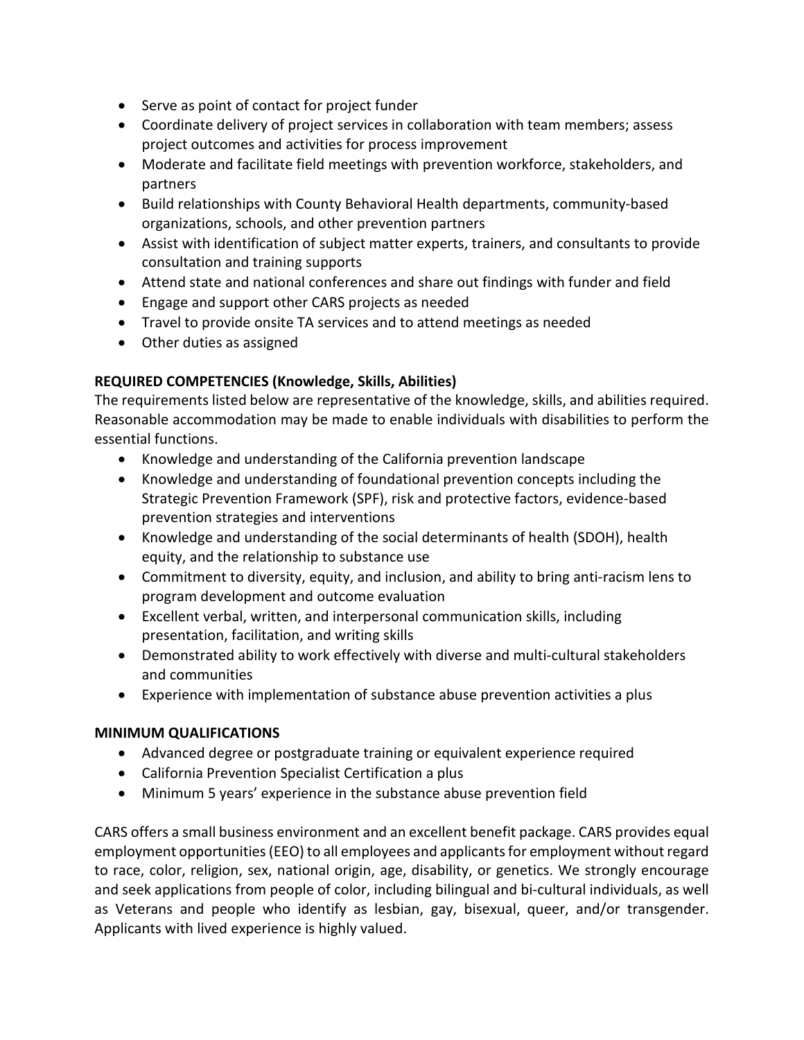- Serve as point of contact for project funder
- Coordinate delivery of project services in collaboration with team members; assess project outcomes and activities for process improvement
- Moderate and facilitate field meetings with prevention workforce, stakeholders, and partners
- Build relationships with County Behavioral Health departments, community-based organizations, schools, and other prevention partners
- Assist with identification of subject matter experts, trainers, and consultants to provide consultation and training supports
- Attend state and national conferences and share out findings with funder and field
- Engage and support other CARS projects as needed
- Travel to provide onsite TA services and to attend meetings as needed
- Other duties as assigned

**REQUIRED COMPETENCIES (Knowledge, Skills, Abilities)**

The requirements listed below are representative of the knowledge, skills, and abilities required. Reasonable accommodation may be made to enable individuals with disabilities to perform the essential functions.

- Knowledge and understanding of the California prevention landscape
- Knowledge and understanding of foundational prevention concepts including the Strategic Prevention Framework (SPF), risk and protective factors, evidence-based prevention strategies and interventions
- Knowledge and understanding of the social determinants of health (SDOH), health equity, and the relationship to substance use
- Commitment to diversity, equity, and inclusion, and ability to bring anti-racism lens to program development and outcome evaluation
- Excellent verbal, written, and interpersonal communication skills, including presentation, facilitation, and writing skills
- Demonstrated ability to work effectively with diverse and multi-cultural stakeholders and communities
- Experience with implementation of substance abuse prevention activities a plus

**MINIMUM QUALIFICATIONS**

- Advanced degree or postgraduate training or equivalent experience required
- California Prevention Specialist Certification a plus
- Minimum 5 years' experience in the substance abuse prevention field

CARS offers a small business environment and an excellent benefit package. CARS provides equal employment opportunities (EEO) to all employees and applicants for employment without regard to race, color, religion, sex, national origin, age, disability, or genetics. We strongly encourage and seek applications from people of color, including bilingual and bi-cultural individuals, as well as Veterans and people who identify as lesbian, gay, bisexual, queer, and/or transgender. Applicants with lived experience is highly valued.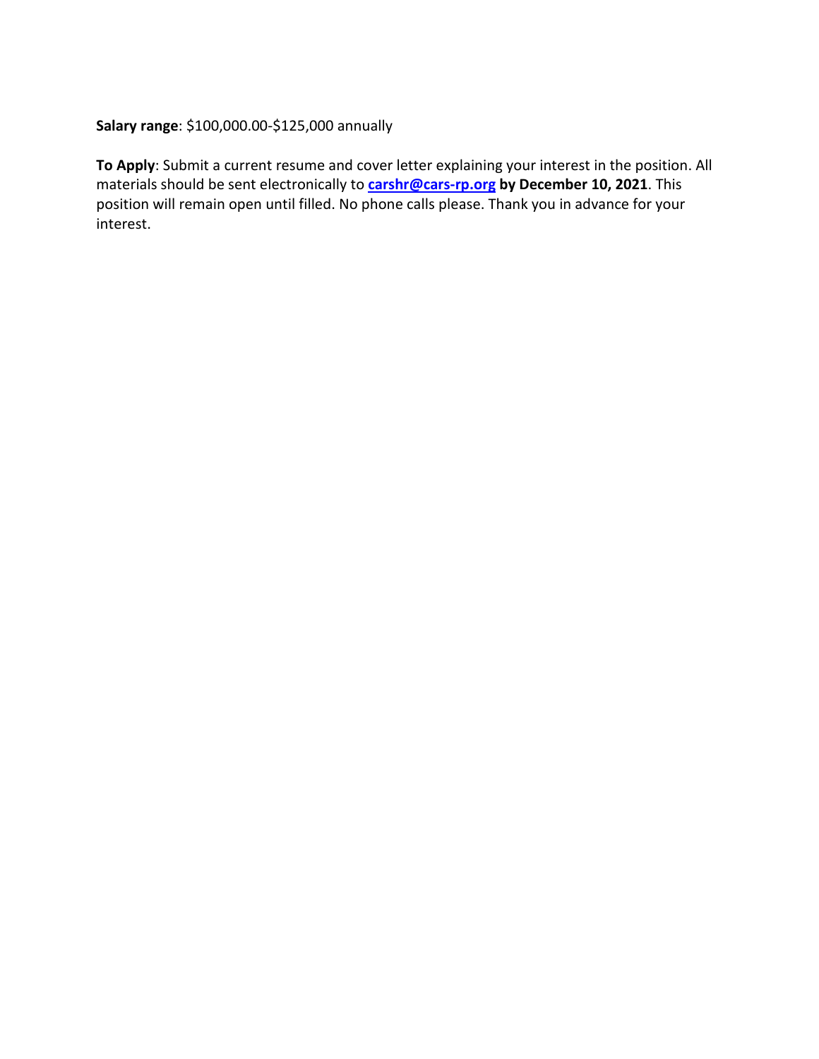**Salary range**: $100,000.00-$125,000 annually

**To Apply**: Submit a current resume and cover letter explaining your interest in the position. All materials should be sent electronically to **carshr@cars-rp.org** **by December 10, 2021**. This position will remain open until filled. No phone calls please. Thank you in advance for your interest.